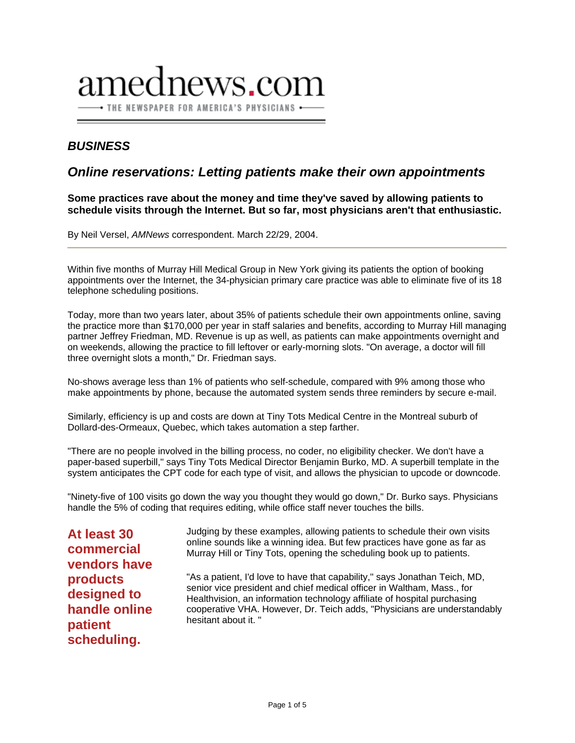amednews.com

THE NEWSPAPER FOR AMERICA'S PHYSICIANS

## *BUSINESS*

# *Online reservations: Letting patients make their own appointments*

**Some practices rave about the money and time they've saved by allowing patients to schedule visits through the Internet. But so far, most physicians aren't that enthusiastic.**

By Neil Versel, *AMNews* correspondent. March 22/29, 2004.

---

Within five months of Murray Hill Medical Group in New York giving its patients the option of booking appointments over the Internet, the 34-physician primary care practice was able to eliminate five of its 18 telephone scheduling positions.

Today, more than two years later, about 35% of patients schedule their own appointments online, saving the practice more than $170,000 per year in staff salaries and benefits, according to Murray Hill managing partner Jeffrey Friedman, MD. Revenue is up as well, as patients can make appointments overnight and on weekends, allowing the practice to fill leftover or early-morning slots. "On average, a doctor will fill three overnight slots a month," Dr. Friedman says.

No-shows average less than 1% of patients who self-schedule, compared with 9% among those who make appointments by phone, because the automated system sends three reminders by secure e-mail.

Similarly, efficiency is up and costs are down at Tiny Tots Medical Centre in the Montreal suburb of Dollard-des-Ormeaux, Quebec, which takes automation a step farther.

"There are no people involved in the billing process, no coder, no eligibility checker. We don't have a paper-based superbill," says Tiny Tots Medical Director Benjamin Burko, MD. A superbill template in the system anticipates the CPT code for each type of visit, and allows the physician to upcode or downcode.

"Ninety-five of 100 visits go down the way you thought they would go down," Dr. Burko says. Physicians handle the 5% of coding that requires editing, while office staff never touches the bills.

**At least 30 commercial vendors have products designed to handle online patient scheduling.**

Judging by these examples, allowing patients to schedule their own visits online sounds like a winning idea. But few practices have gone as far as Murray Hill or Tiny Tots, opening the scheduling book up to patients.

"As a patient, I'd love to have that capability," says Jonathan Teich, MD, senior vice president and chief medical officer in Waltham, Mass., for Healthvision, an information technology affiliate of hospital purchasing cooperative VHA. However, Dr. Teich adds, "Physicians are understandably hesitant about it. "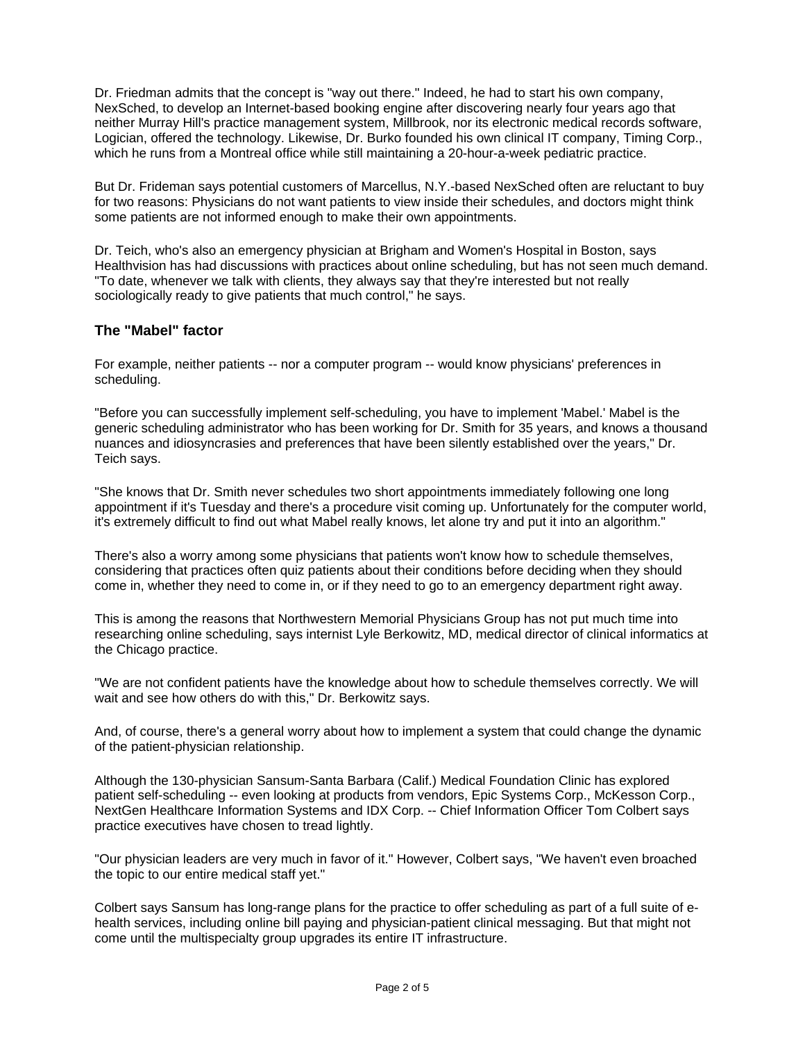Dr. Friedman admits that the concept is "way out there." Indeed, he had to start his own company, NexSched, to develop an Internet-based booking engine after discovering nearly four years ago that neither Murray Hill's practice management system, Millbrook, nor its electronic medical records software, Logician, offered the technology. Likewise, Dr. Burko founded his own clinical IT company, Timing Corp., which he runs from a Montreal office while still maintaining a 20-hour-a-week pediatric practice.

But Dr. Frideman says potential customers of Marcellus, N.Y.-based NexSched often are reluctant to buy for two reasons: Physicians do not want patients to view inside their schedules, and doctors might think some patients are not informed enough to make their own appointments.

Dr. Teich, who's also an emergency physician at Brigham and Women's Hospital in Boston, says Healthvision has had discussions with practices about online scheduling, but has not seen much demand. "To date, whenever we talk with clients, they always say that they're interested but not really sociologically ready to give patients that much control," he says.

### The "Mabel" factor

For example, neither patients -- nor a computer program -- would know physicians' preferences in scheduling.

"Before you can successfully implement self-scheduling, you have to implement 'Mabel.' Mabel is the generic scheduling administrator who has been working for Dr. Smith for 35 years, and knows a thousand nuances and idiosyncrasies and preferences that have been silently established over the years," Dr. Teich says.

"She knows that Dr. Smith never schedules two short appointments immediately following one long appointment if it's Tuesday and there's a procedure visit coming up. Unfortunately for the computer world, it's extremely difficult to find out what Mabel really knows, let alone try and put it into an algorithm."

There's also a worry among some physicians that patients won't know how to schedule themselves, considering that practices often quiz patients about their conditions before deciding when they should come in, whether they need to come in, or if they need to go to an emergency department right away.

This is among the reasons that Northwestern Memorial Physicians Group has not put much time into researching online scheduling, says internist Lyle Berkowitz, MD, medical director of clinical informatics at the Chicago practice.

"We are not confident patients have the knowledge about how to schedule themselves correctly. We will wait and see how others do with this," Dr. Berkowitz says.

And, of course, there's a general worry about how to implement a system that could change the dynamic of the patient-physician relationship.

Although the 130-physician Sansum-Santa Barbara (Calif.) Medical Foundation Clinic has explored patient self-scheduling -- even looking at products from vendors, Epic Systems Corp., McKesson Corp., NextGen Healthcare Information Systems and IDX Corp. -- Chief Information Officer Tom Colbert says practice executives have chosen to tread lightly.

"Our physician leaders are very much in favor of it." However, Colbert says, "We haven't even broached the topic to our entire medical staff yet."

Colbert says Sansum has long-range plans for the practice to offer scheduling as part of a full suite of e-health services, including online bill paying and physician-patient clinical messaging. But that might not come until the multispecialty group upgrades its entire IT infrastructure.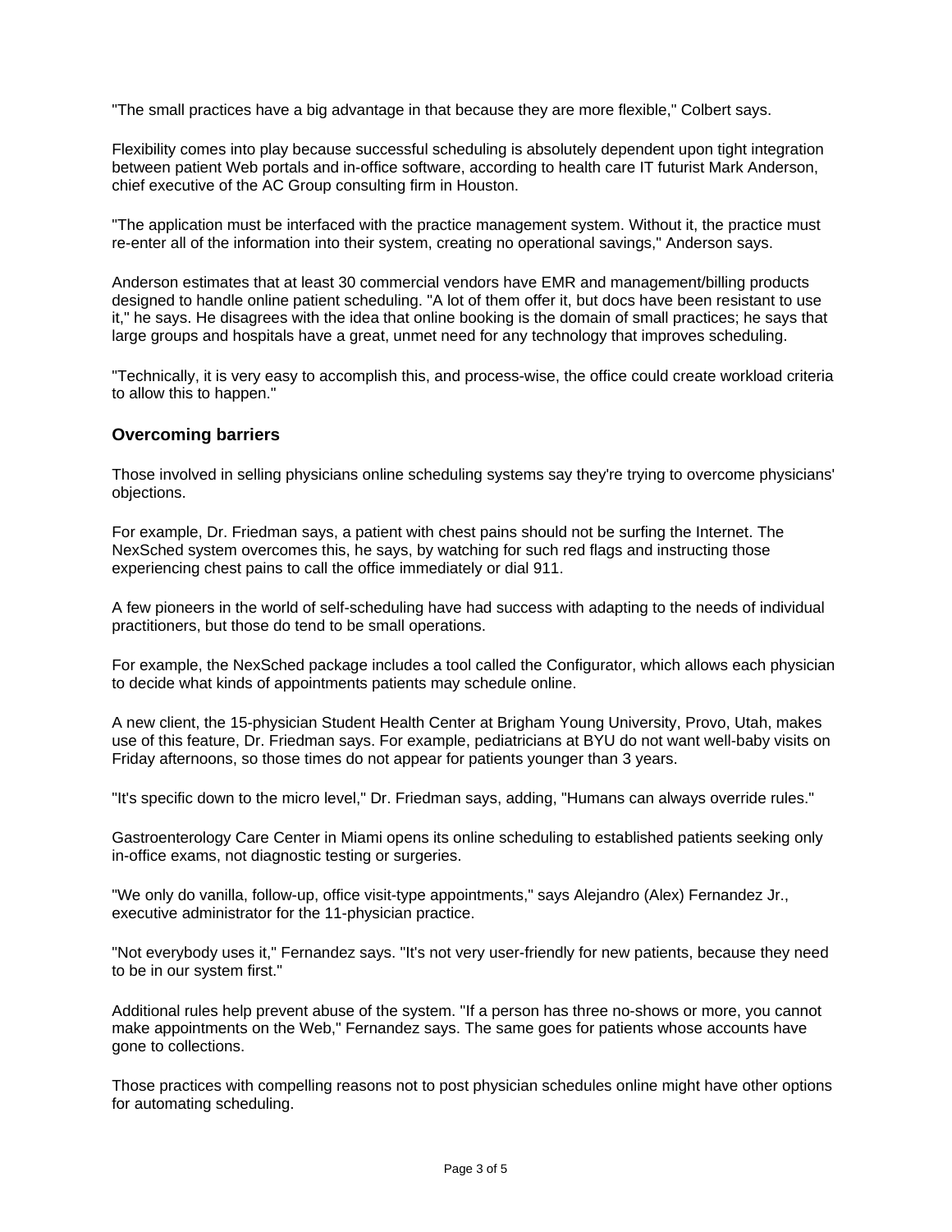"The small practices have a big advantage in that because they are more flexible," Colbert says.

Flexibility comes into play because successful scheduling is absolutely dependent upon tight integration between patient Web portals and in-office software, according to health care IT futurist Mark Anderson, chief executive of the AC Group consulting firm in Houston.

"The application must be interfaced with the practice management system. Without it, the practice must re-enter all of the information into their system, creating no operational savings," Anderson says.

Anderson estimates that at least 30 commercial vendors have EMR and management/billing products designed to handle online patient scheduling. "A lot of them offer it, but docs have been resistant to use it," he says. He disagrees with the idea that online booking is the domain of small practices; he says that large groups and hospitals have a great, unmet need for any technology that improves scheduling.

"Technically, it is very easy to accomplish this, and process-wise, the office could create workload criteria to allow this to happen."

### Overcoming barriers

Those involved in selling physicians online scheduling systems say they're trying to overcome physicians' objections.

For example, Dr. Friedman says, a patient with chest pains should not be surfing the Internet. The NexSched system overcomes this, he says, by watching for such red flags and instructing those experiencing chest pains to call the office immediately or dial 911.

A few pioneers in the world of self-scheduling have had success with adapting to the needs of individual practitioners, but those do tend to be small operations.

For example, the NexSched package includes a tool called the Configurator, which allows each physician to decide what kinds of appointments patients may schedule online.

A new client, the 15-physician Student Health Center at Brigham Young University, Provo, Utah, makes use of this feature, Dr. Friedman says. For example, pediatricians at BYU do not want well-baby visits on Friday afternoons, so those times do not appear for patients younger than 3 years.

"It's specific down to the micro level," Dr. Friedman says, adding, "Humans can always override rules."

Gastroenterology Care Center in Miami opens its online scheduling to established patients seeking only in-office exams, not diagnostic testing or surgeries.

"We only do vanilla, follow-up, office visit-type appointments," says Alejandro (Alex) Fernandez Jr., executive administrator for the 11-physician practice.

"Not everybody uses it," Fernandez says. "It's not very user-friendly for new patients, because they need to be in our system first."

Additional rules help prevent abuse of the system. "If a person has three no-shows or more, you cannot make appointments on the Web," Fernandez says. The same goes for patients whose accounts have gone to collections.

Those practices with compelling reasons not to post physician schedules online might have other options for automating scheduling.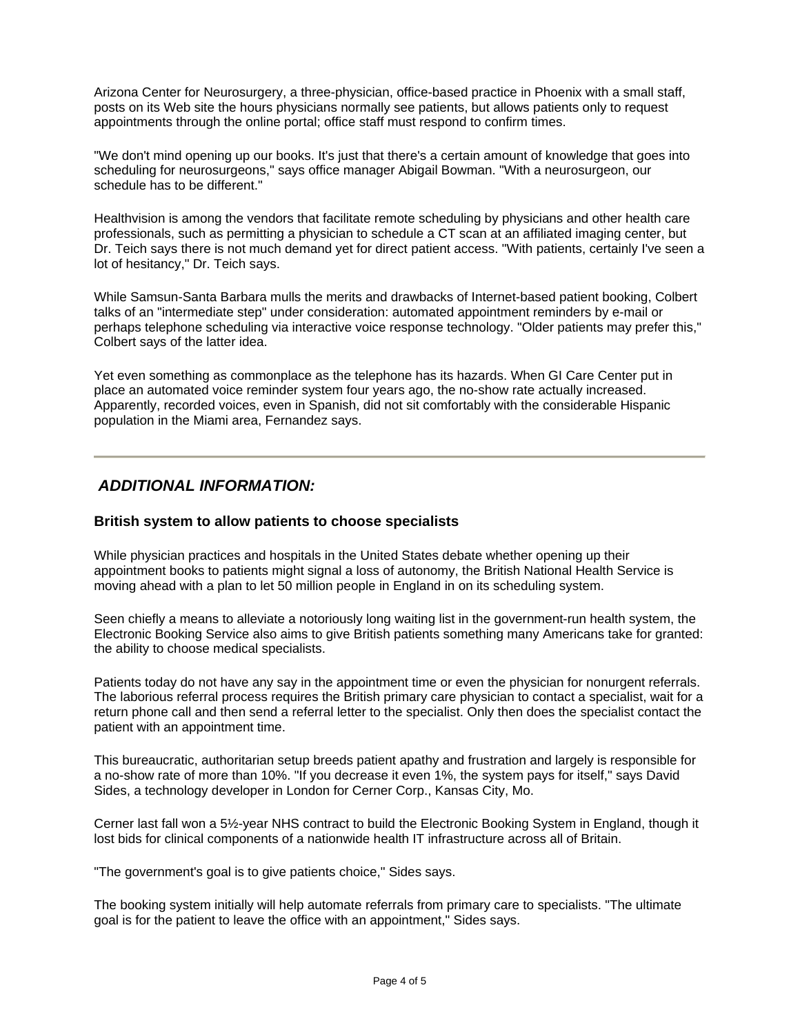Arizona Center for Neurosurgery, a three-physician, office-based practice in Phoenix with a small staff, posts on its Web site the hours physicians normally see patients, but allows patients only to request appointments through the online portal; office staff must respond to confirm times.

"We don't mind opening up our books. It's just that there's a certain amount of knowledge that goes into scheduling for neurosurgeons," says office manager Abigail Bowman. "With a neurosurgeon, our schedule has to be different."

Healthvision is among the vendors that facilitate remote scheduling by physicians and other health care professionals, such as permitting a physician to schedule a CT scan at an affiliated imaging center, but Dr. Teich says there is not much demand yet for direct patient access. "With patients, certainly I've seen a lot of hesitancy," Dr. Teich says.

While Samsun-Santa Barbara mulls the merits and drawbacks of Internet-based patient booking, Colbert talks of an "intermediate step" under consideration: automated appointment reminders by e-mail or perhaps telephone scheduling via interactive voice response technology. "Older patients may prefer this," Colbert says of the latter idea.

Yet even something as commonplace as the telephone has its hazards. When GI Care Center put in place an automated voice reminder system four years ago, the no-show rate actually increased. Apparently, recorded voices, even in Spanish, did not sit comfortably with the considerable Hispanic population in the Miami area, Fernandez says.

---

## *ADDITIONAL INFORMATION:*

### British system to allow patients to choose specialists

While physician practices and hospitals in the United States debate whether opening up their appointment books to patients might signal a loss of autonomy, the British National Health Service is moving ahead with a plan to let 50 million people in England in on its scheduling system.

Seen chiefly a means to alleviate a notoriously long waiting list in the government-run health system, the Electronic Booking Service also aims to give British patients something many Americans take for granted: the ability to choose medical specialists.

Patients today do not have any say in the appointment time or even the physician for nonurgent referrals. The laborious referral process requires the British primary care physician to contact a specialist, wait for a return phone call and then send a referral letter to the specialist. Only then does the specialist contact the patient with an appointment time.

This bureaucratic, authoritarian setup breeds patient apathy and frustration and largely is responsible for a no-show rate of more than 10%. "If you decrease it even 1%, the system pays for itself," says David Sides, a technology developer in London for Cerner Corp., Kansas City, Mo.

Cerner last fall won a 5½-year NHS contract to build the Electronic Booking System in England, though it lost bids for clinical components of a nationwide health IT infrastructure across all of Britain.

"The government's goal is to give patients choice," Sides says.

The booking system initially will help automate referrals from primary care to specialists. "The ultimate goal is for the patient to leave the office with an appointment," Sides says.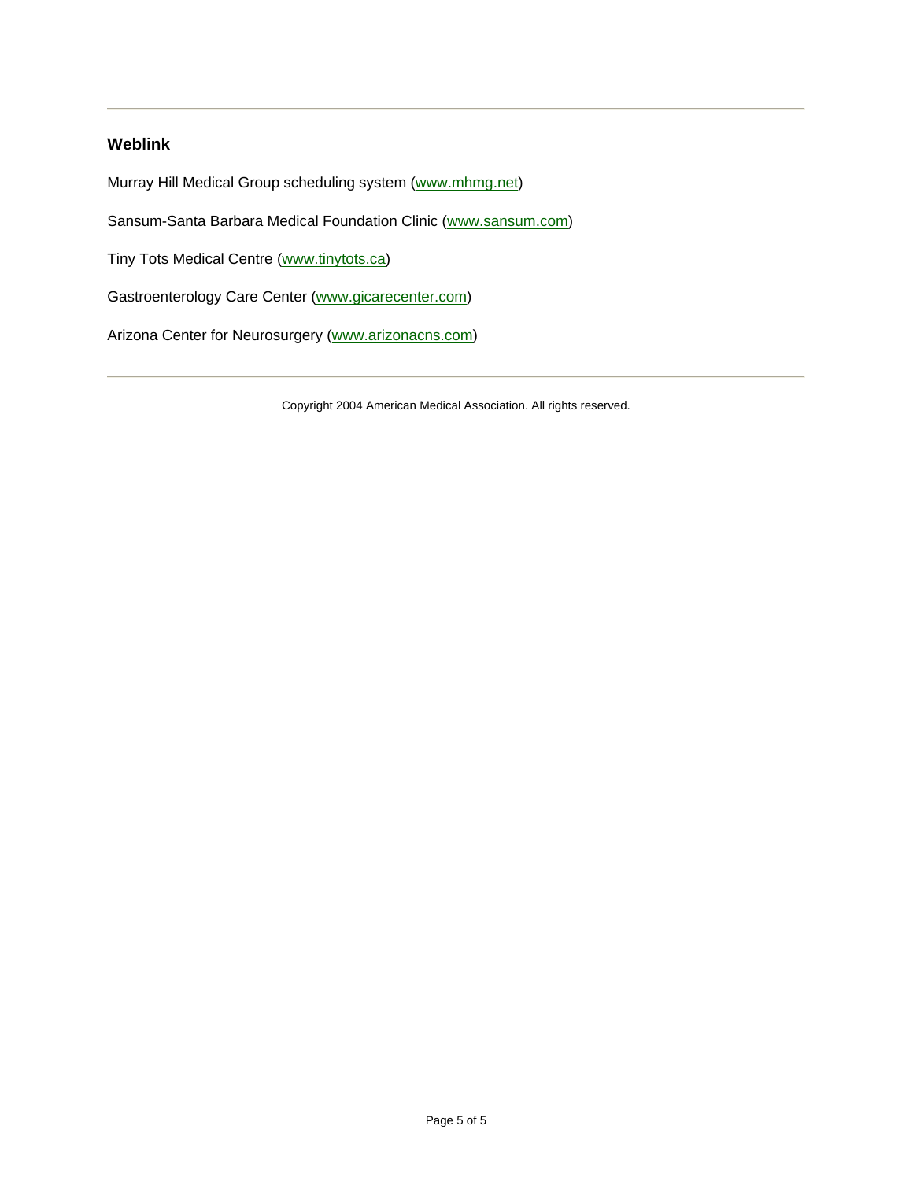---

### Weblink

Murray Hill Medical Group scheduling system (www.mhmg.net)

Sansum-Santa Barbara Medical Foundation Clinic (www.sansum.com)

Tiny Tots Medical Centre (www.tinytots.ca)

Gastroenterology Care Center (www.gicarecenter.com)

Arizona Center for Neurosurgery (www.arizonacns.com)

---

Copyright 2004 American Medical Association. All rights reserved.